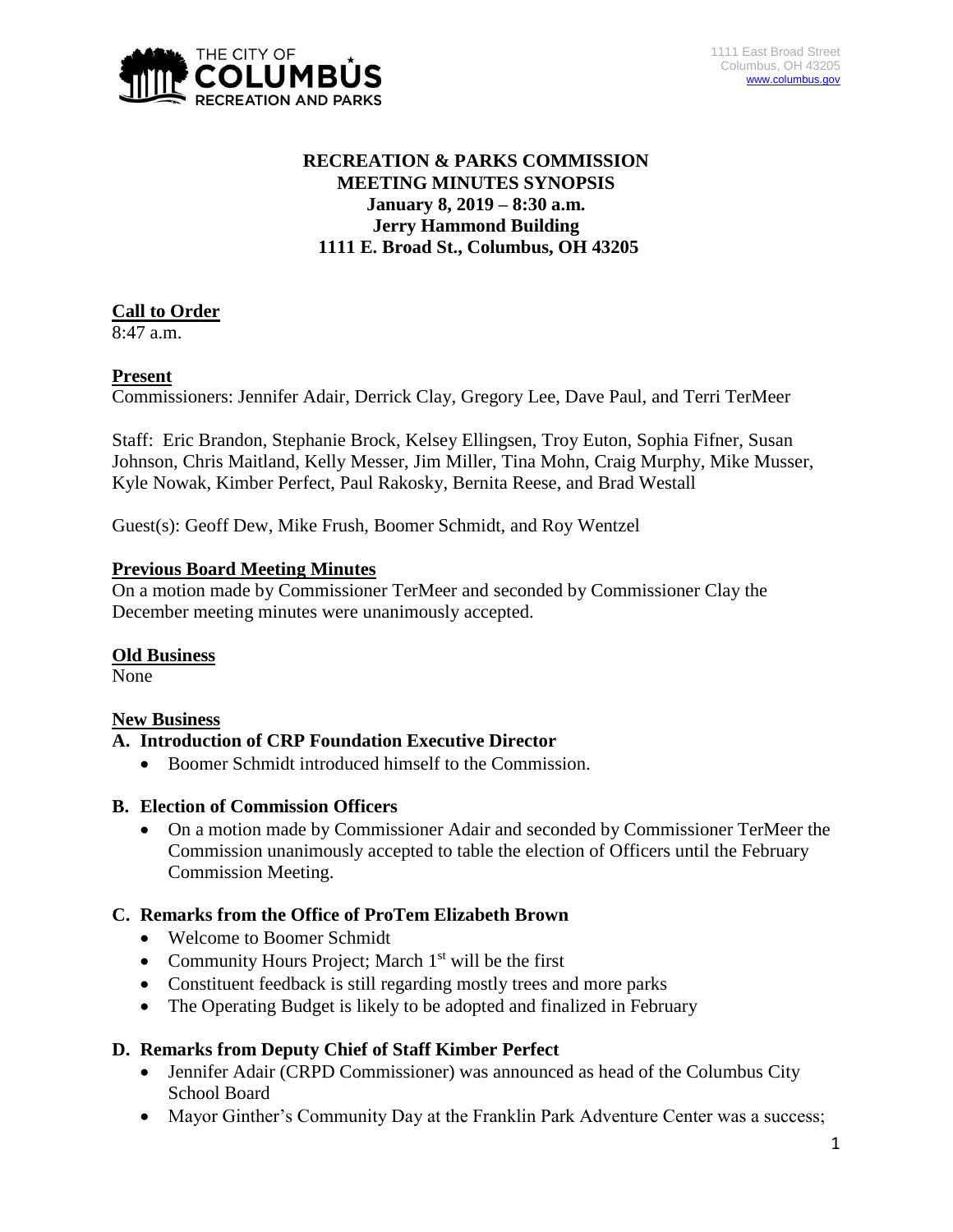1111 East Broad Street
Columbus, OH 43205
www.columbus.gov

**RECREATION & PARKS COMMISSION**
**MEETING MINUTES SYNOPSIS**
**January 8, 2019 – 8:30 a.m.**
**Jerry Hammond Building**
**1111 E. Broad St., Columbus, OH 43205**

## Call to Order

8:47 a.m.

## Present

Commissioners: Jennifer Adair, Derrick Clay, Gregory Lee, Dave Paul, and Terri TerMeer

Staff: Eric Brandon, Stephanie Brock, Kelsey Ellingsen, Troy Euton, Sophia Fifner, Susan Johnson, Chris Maitland, Kelly Messer, Jim Miller, Tina Mohn, Craig Murphy, Mike Musser, Kyle Nowak, Kimber Perfect, Paul Rakosky, Bernita Reese, and Brad Westall

Guest(s): Geoff Dew, Mike Frush, Boomer Schmidt, and Roy Wentzel

## Previous Board Meeting Minutes

On a motion made by Commissioner TerMeer and seconded by Commissioner Clay the December meeting minutes were unanimously accepted.

## Old Business

None

## New Business

### A. Introduction of CRP Foundation Executive Director

- Boomer Schmidt introduced himself to the Commission.

### B. Election of Commission Officers

- On a motion made by Commissioner Adair and seconded by Commissioner TerMeer the Commission unanimously accepted to table the election of Officers until the February Commission Meeting.

### C. Remarks from the Office of ProTem Elizabeth Brown

- Welcome to Boomer Schmidt
- Community Hours Project; March 1st will be the first
- Constituent feedback is still regarding mostly trees and more parks
- The Operating Budget is likely to be adopted and finalized in February

### D. Remarks from Deputy Chief of Staff Kimber Perfect

- Jennifer Adair (CRPD Commissioner) was announced as head of the Columbus City School Board
- Mayor Ginther's Community Day at the Franklin Park Adventure Center was a success;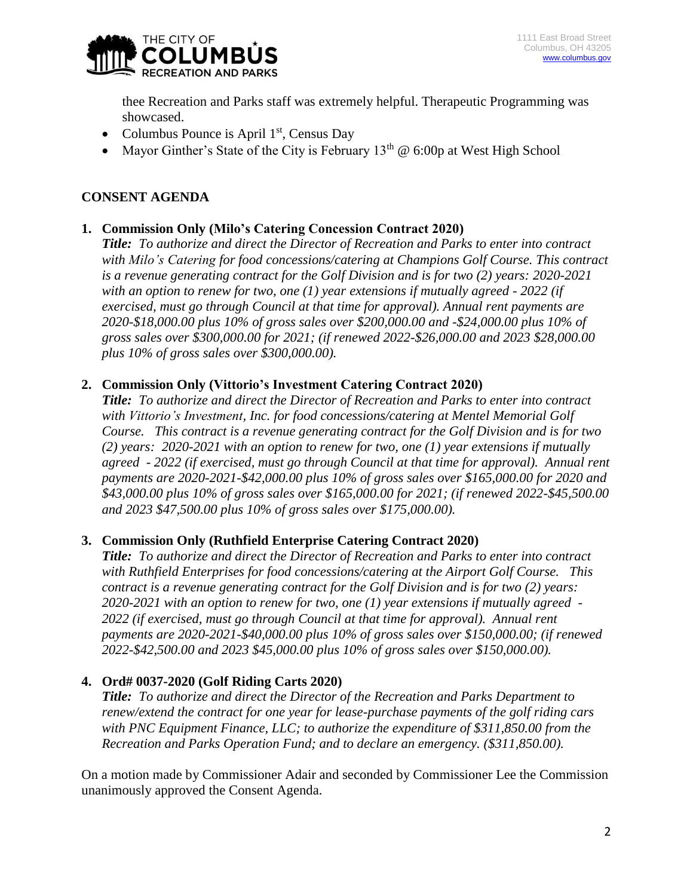thee Recreation and Parks staff was extremely helpful. Therapeutic Programming was showcased.

- Columbus Pounce is April 1st, Census Day
- Mayor Ginther's State of the City is February 13th @ 6:00p at West High School

## CONSENT AGENDA

**1. Commission Only (Milo's Catering Concession Contract 2020)**

***Title:*** *To authorize and direct the Director of Recreation and Parks to enter into contract with Milo's Catering for food concessions/catering at Champions Golf Course. This contract is a revenue generating contract for the Golf Division and is for two (2) years: 2020-2021 with an option to renew for two, one (1) year extensions if mutually agreed - 2022 (if exercised, must go through Council at that time for approval). Annual rent payments are 2020-$18,000.00 plus 10% of gross sales over $200,000.00 and -$24,000.00 plus 10% of gross sales over $300,000.00 for 2021; (if renewed 2022-$26,000.00 and 2023 $28,000.00 plus 10% of gross sales over $300,000.00).*

**2. Commission Only (Vittorio's Investment Catering Contract 2020)**

***Title:*** *To authorize and direct the Director of Recreation and Parks to enter into contract with Vittorio's Investment, Inc. for food concessions/catering at Mentel Memorial Golf Course. This contract is a revenue generating contract for the Golf Division and is for two (2) years: 2020-2021 with an option to renew for two, one (1) year extensions if mutually agreed - 2022 (if exercised, must go through Council at that time for approval). Annual rent payments are 2020-2021-$42,000.00 plus 10% of gross sales over $165,000.00 for 2020 and $43,000.00 plus 10% of gross sales over $165,000.00 for 2021; (if renewed 2022-$45,500.00 and 2023 $47,500.00 plus 10% of gross sales over $175,000.00).*

**3. Commission Only (Ruthfield Enterprise Catering Contract 2020)**

***Title:*** *To authorize and direct the Director of Recreation and Parks to enter into contract with Ruthfield Enterprises for food concessions/catering at the Airport Golf Course. This contract is a revenue generating contract for the Golf Division and is for two (2) years: 2020-2021 with an option to renew for two, one (1) year extensions if mutually agreed - 2022 (if exercised, must go through Council at that time for approval). Annual rent payments are 2020-2021-$40,000.00 plus 10% of gross sales over $150,000.00; (if renewed 2022-$42,500.00 and 2023 $45,000.00 plus 10% of gross sales over $150,000.00).*

**4. Ord# 0037-2020 (Golf Riding Carts 2020)**

***Title:*** *To authorize and direct the Director of the Recreation and Parks Department to renew/extend the contract for one year for lease-purchase payments of the golf riding cars with PNC Equipment Finance, LLC; to authorize the expenditure of $311,850.00 from the Recreation and Parks Operation Fund; and to declare an emergency. ($311,850.00).*

On a motion made by Commissioner Adair and seconded by Commissioner Lee the Commission unanimously approved the Consent Agenda.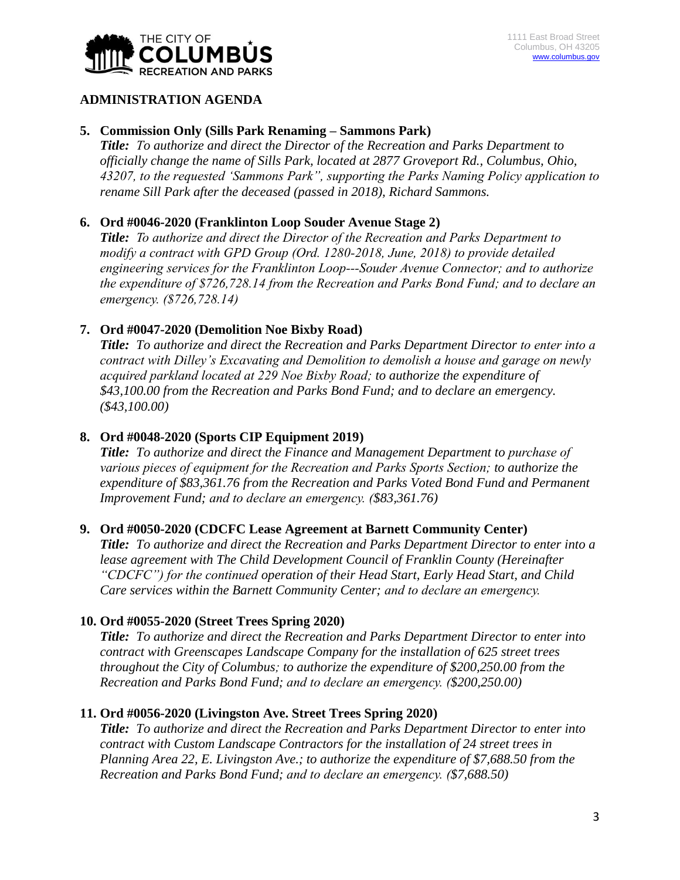## ADMINISTRATION AGENDA

**5. Commission Only (Sills Park Renaming – Sammons Park)**

***Title:*** *To authorize and direct the Director of the Recreation and Parks Department to officially change the name of Sills Park, located at 2877 Groveport Rd., Columbus, Ohio, 43207, to the requested 'Sammons Park", supporting the Parks Naming Policy application to rename Sill Park after the deceased (passed in 2018), Richard Sammons.*

**6. Ord #0046-2020 (Franklinton Loop Souder Avenue Stage 2)**

***Title:*** *To authorize and direct the Director of the Recreation and Parks Department to modify a contract with GPD Group (Ord. 1280-2018, June, 2018) to provide detailed engineering services for the Franklinton Loop---Souder Avenue Connector; and to authorize the expenditure of $726,728.14 from the Recreation and Parks Bond Fund; and to declare an emergency. ($726,728.14)*

**7. Ord #0047-2020 (Demolition Noe Bixby Road)**

***Title:*** *To authorize and direct the Recreation and Parks Department Director to enter into a contract with Dilley's Excavating and Demolition to demolish a house and garage on newly acquired parkland located at 229 Noe Bixby Road; to authorize the expenditure of $43,100.00 from the Recreation and Parks Bond Fund; and to declare an emergency. ($43,100.00)*

**8. Ord #0048-2020 (Sports CIP Equipment 2019)**

***Title:*** *To authorize and direct the Finance and Management Department to purchase of various pieces of equipment for the Recreation and Parks Sports Section; to authorize the expenditure of $83,361.76 from the Recreation and Parks Voted Bond Fund and Permanent Improvement Fund; and to declare an emergency. ($83,361.76)*

**9. Ord #0050-2020 (CDCFC Lease Agreement at Barnett Community Center)**

***Title:*** *To authorize and direct the Recreation and Parks Department Director to enter into a lease agreement with The Child Development Council of Franklin County (Hereinafter "CDCFC") for the continued operation of their Head Start, Early Head Start, and Child Care services within the Barnett Community Center; and to declare an emergency.*

**10. Ord #0055-2020 (Street Trees Spring 2020)**

***Title:*** *To authorize and direct the Recreation and Parks Department Director to enter into contract with Greenscapes Landscape Company for the installation of 625 street trees throughout the City of Columbus; to authorize the expenditure of $200,250.00 from the Recreation and Parks Bond Fund; and to declare an emergency. ($200,250.00)*

**11. Ord #0056-2020 (Livingston Ave. Street Trees Spring 2020)**

***Title:*** *To authorize and direct the Recreation and Parks Department Director to enter into contract with Custom Landscape Contractors for the installation of 24 street trees in Planning Area 22, E. Livingston Ave.; to authorize the expenditure of $7,688.50 from the Recreation and Parks Bond Fund; and to declare an emergency. ($7,688.50)*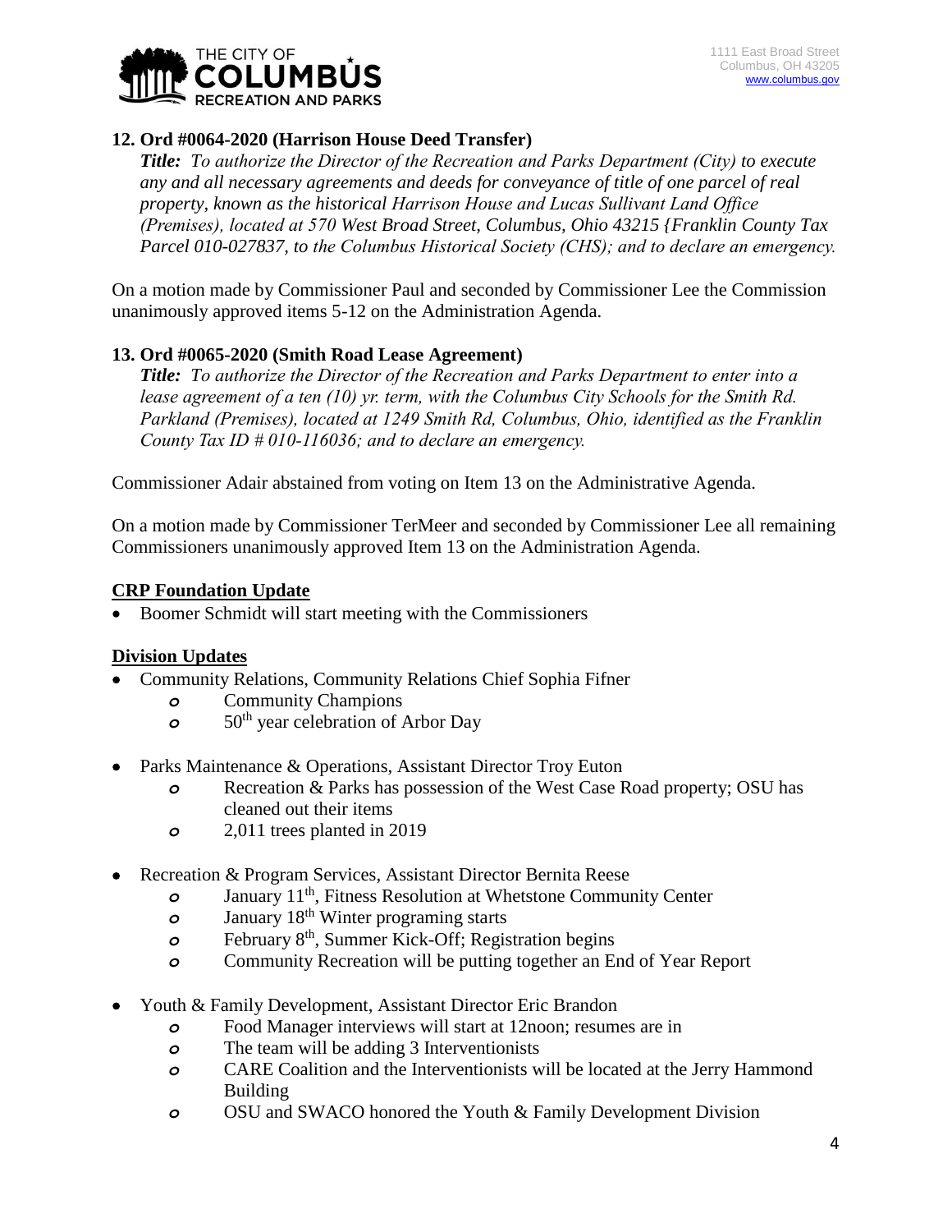### 12. Ord #0064-2020 (Harrison House Deed Transfer)

***Title:*** *To authorize the Director of the Recreation and Parks Department (City) to execute any and all necessary agreements and deeds for conveyance of title of one parcel of real property, known as the historical Harrison House and Lucas Sullivant Land Office (Premises), located at 570 West Broad Street, Columbus, Ohio 43215 {Franklin County Tax Parcel 010-027837, to the Columbus Historical Society (CHS); and to declare an emergency.*

On a motion made by Commissioner Paul and seconded by Commissioner Lee the Commission unanimously approved items 5-12 on the Administration Agenda.

### 13. Ord #0065-2020 (Smith Road Lease Agreement)

***Title:*** *To authorize the Director of the Recreation and Parks Department to enter into a lease agreement of a ten (10) yr. term, with the Columbus City Schools for the Smith Rd. Parkland (Premises), located at 1249 Smith Rd, Columbus, Ohio, identified as the Franklin County Tax ID # 010-116036; and to declare an emergency.*

Commissioner Adair abstained from voting on Item 13 on the Administrative Agenda.

On a motion made by Commissioner TerMeer and seconded by Commissioner Lee all remaining Commissioners unanimously approved Item 13 on the Administration Agenda.

**CRP Foundation Update**

- Boomer Schmidt will start meeting with the Commissioners

**Division Updates**

- Community Relations, Community Relations Chief Sophia Fifner
  - Community Champions
  - 50th year celebration of Arbor Day

- Parks Maintenance & Operations, Assistant Director Troy Euton
  - Recreation & Parks has possession of the West Case Road property; OSU has cleaned out their items
  - 2,011 trees planted in 2019

- Recreation & Program Services, Assistant Director Bernita Reese
  - January 11th, Fitness Resolution at Whetstone Community Center
  - January 18th Winter programing starts
  - February 8th, Summer Kick-Off; Registration begins
  - Community Recreation will be putting together an End of Year Report

- Youth & Family Development, Assistant Director Eric Brandon
  - Food Manager interviews will start at 12noon; resumes are in
  - The team will be adding 3 Interventionists
  - CARE Coalition and the Interventionists will be located at the Jerry Hammond Building
  - OSU and SWACO honored the Youth & Family Development Division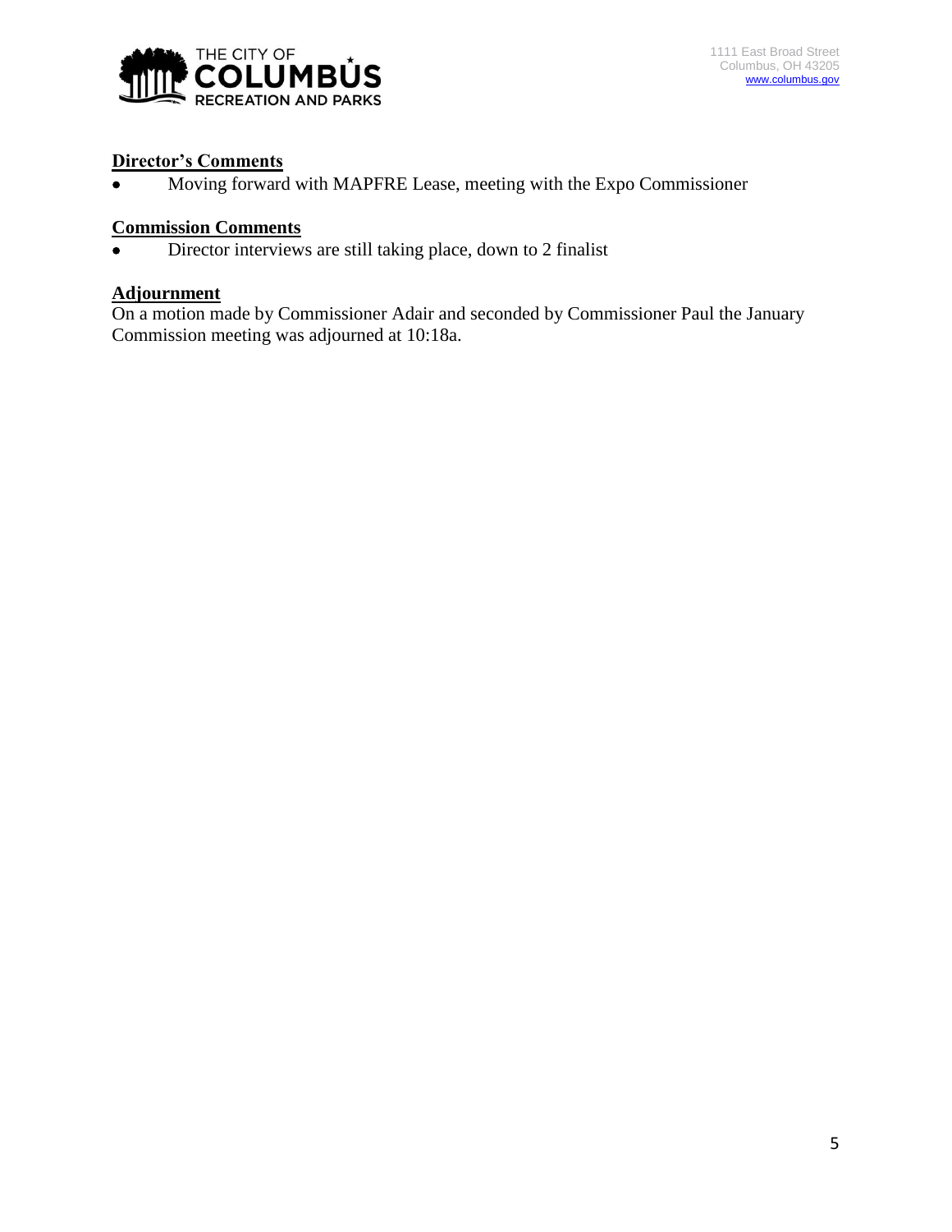1111 East Broad Street
Columbus, OH 43205
www.columbus.gov

## Director's Comments

- Moving forward with MAPFRE Lease, meeting with the Expo Commissioner

## Commission Comments

- Director interviews are still taking place, down to 2 finalist

## Adjournment

On a motion made by Commissioner Adair and seconded by Commissioner Paul the January Commission meeting was adjourned at 10:18a.